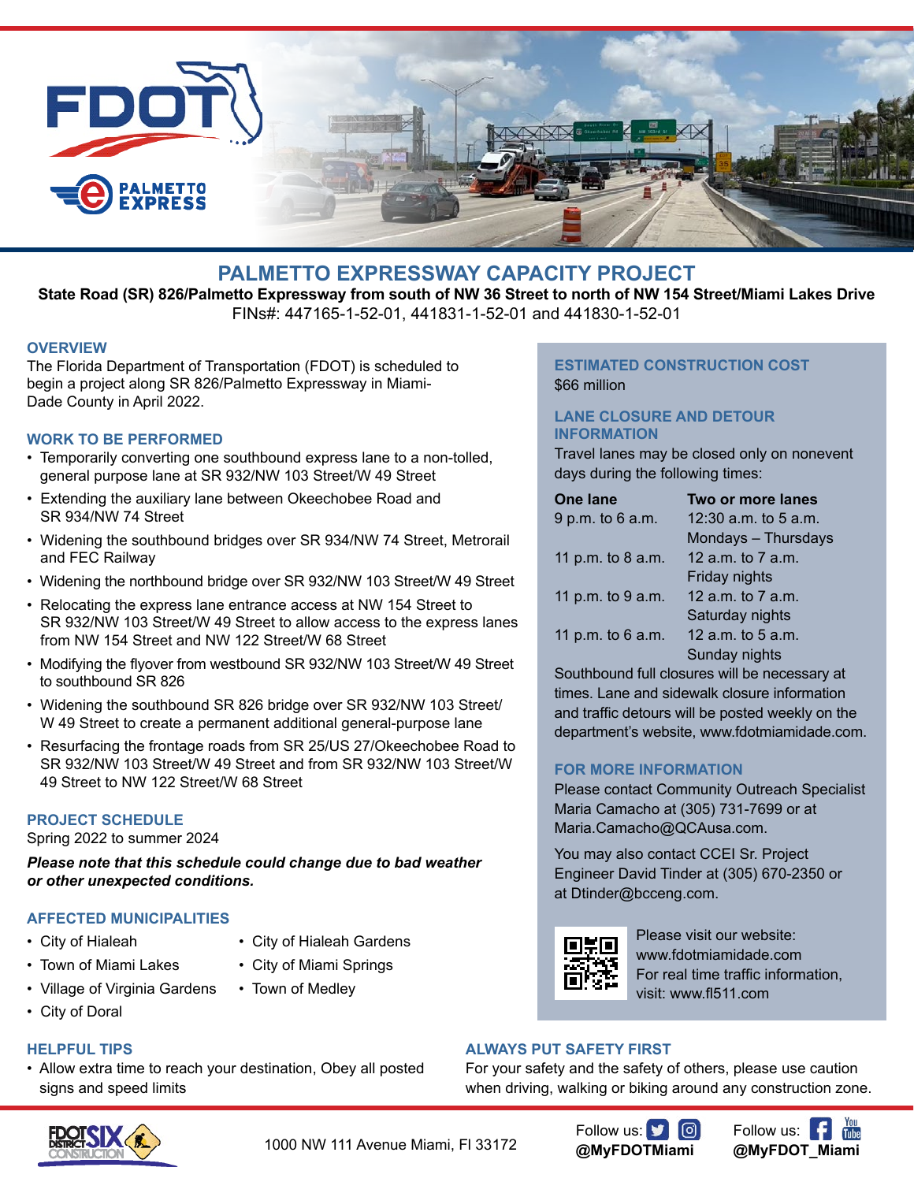# PALMETTO EXPRESSWAY CAPACITY PROJECT

**State Road (SR) 826/Palmetto Expressway from south of NW 36 Street to north of NW 154 Street/Miami Lakes Drive**

FINs#: 447165-1-52-01, 441831-1-52-01 and 441830-1-52-01

## OVERVIEW

The Florida Department of Transportation (FDOT) is scheduled to begin a project along SR 826/Palmetto Expressway in Miami-Dade County in April 2022.

## WORK TO BE PERFORMED

- Temporarily converting one southbound express lane to a non-tolled, general purpose lane at SR 932/NW 103 Street/W 49 Street
- Extending the auxiliary lane between Okeechobee Road and SR 934/NW 74 Street
- Widening the southbound bridges over SR 934/NW 74 Street, Metrorail and FEC Railway
- Widening the northbound bridge over SR 932/NW 103 Street/W 49 Street
- Relocating the express lane entrance access at NW 154 Street to SR 932/NW 103 Street/W 49 Street to allow access to the express lanes from NW 154 Street and NW 122 Street/W 68 Street
- Modifying the flyover from westbound SR 932/NW 103 Street/W 49 Street to southbound SR 826
- Widening the southbound SR 826 bridge over SR 932/NW 103 Street/ W 49 Street to create a permanent additional general-purpose lane
- Resurfacing the frontage roads from SR 25/US 27/Okeechobee Road to SR 932/NW 103 Street/W 49 Street and from SR 932/NW 103 Street/W 49 Street to NW 122 Street/W 68 Street

## PROJECT SCHEDULE

Spring 2022 to summer 2024

***Please note that this schedule could change due to bad weather or other unexpected conditions.***

## AFFECTED MUNICIPALITIES

- City of Hialeah
- Town of Miami Lakes
- Village of Virginia Gardens
- City of Doral
- City of Hialeah Gardens
- City of Miami Springs
- Town of Medley

## ESTIMATED CONSTRUCTION COST

$66 million

## LANE CLOSURE AND DETOUR INFORMATION

Travel lanes may be closed only on nonevent days during the following times:

| One lane | Two or more lanes |
|---|---|
| 9 p.m. to 6 a.m. | 12:30 a.m. to 5 a.m. Mondays – Thursdays |
| 11 p.m. to 8 a.m. | 12 a.m. to 7 a.m. Friday nights |
| 11 p.m. to 9 a.m. | 12 a.m. to 7 a.m. Saturday nights |
| 11 p.m. to 6 a.m. | 12 a.m. to 5 a.m. Sunday nights |

Southbound full closures will be necessary at times. Lane and sidewalk closure information and traffic detours will be posted weekly on the department's website, www.fdotmiamidade.com.

## FOR MORE INFORMATION

Please contact Community Outreach Specialist Maria Camacho at (305) 731-7699 or at Maria.Camacho@QCAusa.com.

You may also contact CCEI Sr. Project Engineer David Tinder at (305) 670-2350 or at Dtinder@bcceng.com.

Please visit our website: www.fdotmiamidade.com
For real time traffic information, visit: www.fl511.com

## HELPFUL TIPS

- Allow extra time to reach your destination, Obey all posted signs and speed limits

## ALWAYS PUT SAFETY FIRST

For your safety and the safety of others, please use caution when driving, walking or biking around any construction zone.

1000 NW 111 Avenue Miami, Fl 33172

Follow us: **@MyFDOTMiami**

Follow us: **@MyFDOT_Miami**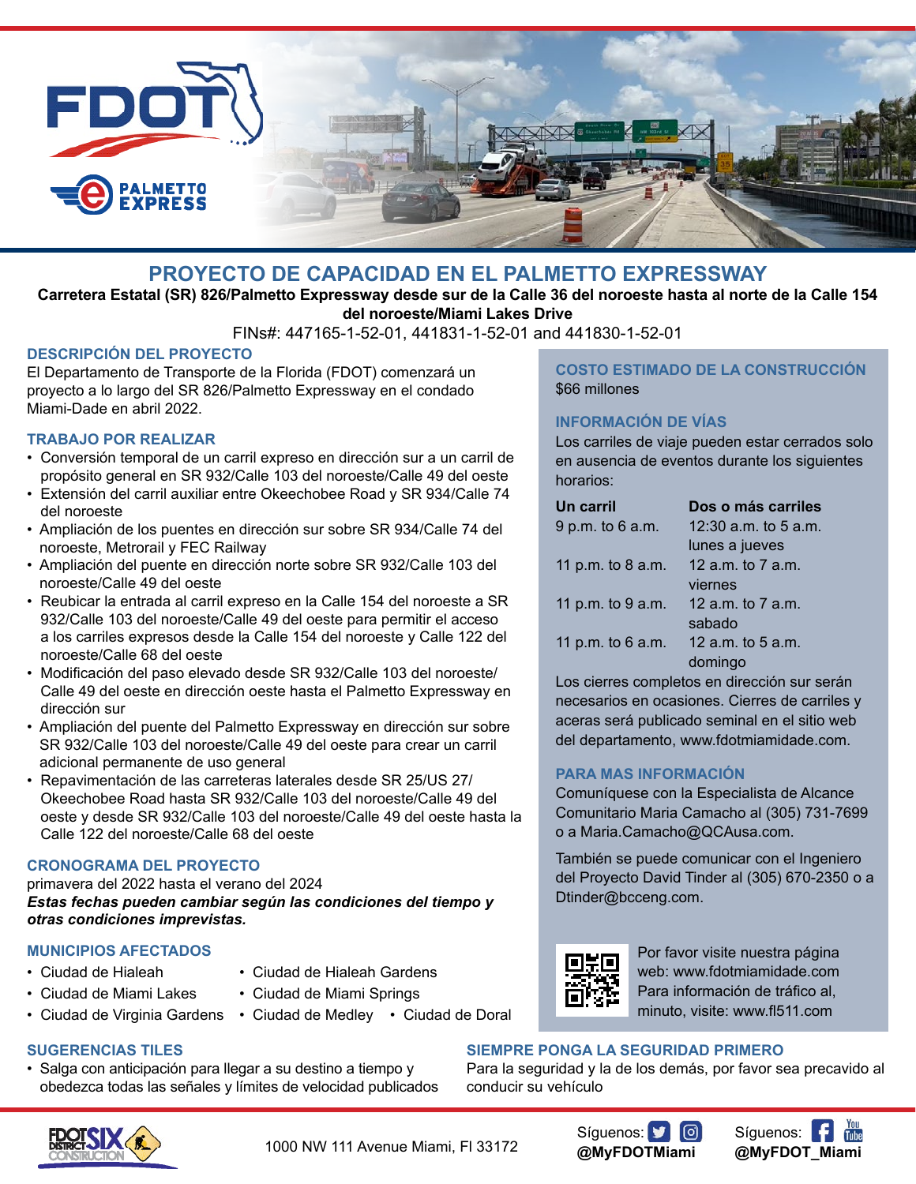# PROYECTO DE CAPACIDAD EN EL PALMETTO EXPRESSWAY

**Carretera Estatal (SR) 826/Palmetto Expressway desde sur de la Calle 36 del noroeste hasta al norte de la Calle 154 del noroeste/Miami Lakes Drive**

FINs#: 447165-1-52-01, 441831-1-52-01 and 441830-1-52-01

## DESCRIPCIÓN DEL PROYECTO

El Departamento de Transporte de la Florida (FDOT) comenzará un proyecto a lo largo del SR 826/Palmetto Expressway en el condado Miami-Dade en abril 2022.

## TRABAJO POR REALIZAR

- Conversión temporal de un carril expreso en dirección sur a un carril de propósito general en SR 932/Calle 103 del noroeste/Calle 49 del oeste
- Extensión del carril auxiliar entre Okeechobee Road y SR 934/Calle 74 del noroeste
- Ampliación de los puentes en dirección sur sobre SR 934/Calle 74 del noroeste, Metrorail y FEC Railway
- Ampliación del puente en dirección norte sobre SR 932/Calle 103 del noroeste/Calle 49 del oeste
- Reubicar la entrada al carril expreso en la Calle 154 del noroeste a SR 932/Calle 103 del noroeste/Calle 49 del oeste para permitir el acceso a los carriles expresos desde la Calle 154 del noroeste y Calle 122 del noroeste/Calle 68 del oeste
- Modificación del paso elevado desde SR 932/Calle 103 del noroeste/ Calle 49 del oeste en dirección oeste hasta el Palmetto Expressway en dirección sur
- Ampliación del puente del Palmetto Expressway en dirección sur sobre SR 932/Calle 103 del noroeste/Calle 49 del oeste para crear un carril adicional permanente de uso general
- Repavimentación de las carreteras laterales desde SR 25/US 27/ Okeechobee Road hasta SR 932/Calle 103 del noroeste/Calle 49 del oeste y desde SR 932/Calle 103 del noroeste/Calle 49 del oeste hasta la Calle 122 del noroeste/Calle 68 del oeste

## CRONOGRAMA DEL PROYECTO

primavera del 2022 hasta el verano del 2024

***Estas fechas pueden cambiar según las condiciones del tiempo y otras condiciones imprevistas.***

## MUNICIPIOS AFECTADOS

- Ciudad de Hialeah
- Ciudad de Miami Lakes
- Ciudad de Virginia Gardens
- Ciudad de Hialeah Gardens
- Ciudad de Miami Springs
- Ciudad de Medley
- Ciudad de Doral

## COSTO ESTIMADO DE LA CONSTRUCCIÓN

$66 millones

## INFORMACIÓN DE VÍAS

Los carriles de viaje pueden estar cerrados solo en ausencia de eventos durante los siguientes horarios:

| Un carril | Dos o más carriles |
|---|---|
| 9 p.m. to 6 a.m. | 12:30 a.m. to 5 a.m. lunes a jueves |
| 11 p.m. to 8 a.m. | 12 a.m. to 7 a.m. viernes |
| 11 p.m. to 9 a.m. | 12 a.m. to 7 a.m. sabado |
| 11 p.m. to 6 a.m. | 12 a.m. to 5 a.m. domingo |

Los cierres completos en dirección sur serán necesarios en ocasiones. Cierres de carriles y aceras será publicado seminal en el sitio web del departamento, www.fdotmiamidade.com.

## PARA MAS INFORMACIÓN

Comuníquese con la Especialista de Alcance Comunitario Maria Camacho al (305) 731-7699 o a Maria.Camacho@QCAusa.com.

También se puede comunicar con el Ingeniero del Proyecto David Tinder al (305) 670-2350 o a Dtinder@bcceng.com.

Por favor visite nuestra página web: www.fdotmiamidade.com Para información de tráfico al, minuto, visite: www.fl511.com

## SUGERENCIAS TILES

- Salga con anticipación para llegar a su destino a tiempo y obedezca todas las señales y límites de velocidad publicados

## SIEMPRE PONGA LA SEGURIDAD PRIMERO

Para la seguridad y la de los demás, por favor sea precavido al conducir su vehículo

1000 NW 111 Avenue Miami, Fl 33172

Síguenos: @MyFDOTMiami

Síguenos: @MyFDOT_Miami